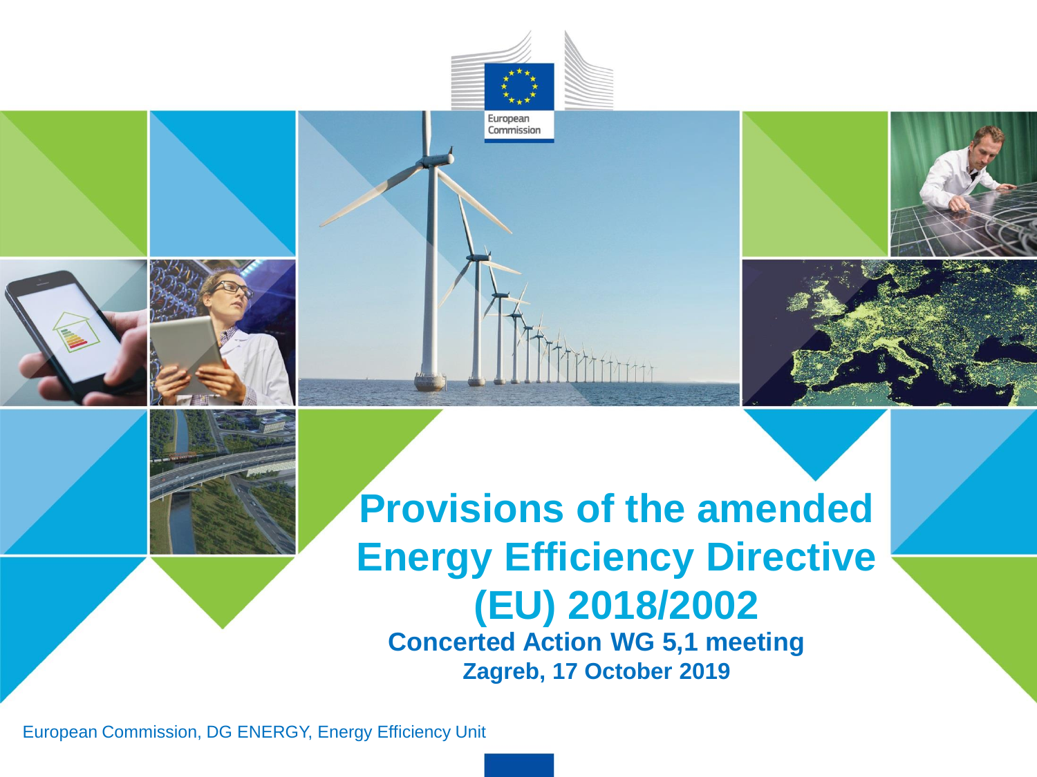# Provisions of the amended Energy Efficiency Directive (EU) 2018/2002

**Concerted Action WG 5,1 meeting**

**Zagreb, 17 October 2019**

European Commission, DG ENERGY, Energy Efficiency Unit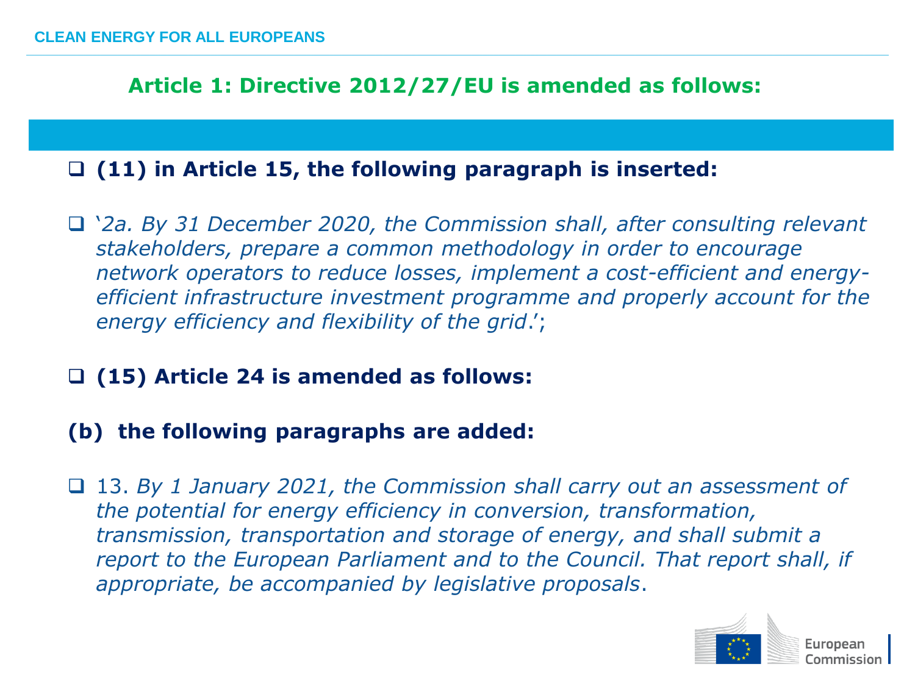## Article 1: Directive 2012/27/EU is amended as follows:

- **(11) in Article 15, the following paragraph is inserted:**

- '*2a. By 31 December 2020, the Commission shall, after consulting relevant stakeholders, prepare a common methodology in order to encourage network operators to reduce losses, implement a cost-efficient and energy-efficient infrastructure investment programme and properly account for the energy efficiency and flexibility of the grid*.';

- **(15) Article 24 is amended as follows:**

**(b) the following paragraphs are added:**

- 13. *By 1 January 2021, the Commission shall carry out an assessment of the potential for energy efficiency in conversion, transformation, transmission, transportation and storage of energy, and shall submit a report to the European Parliament and to the Council. That report shall, if appropriate, be accompanied by legislative proposals*.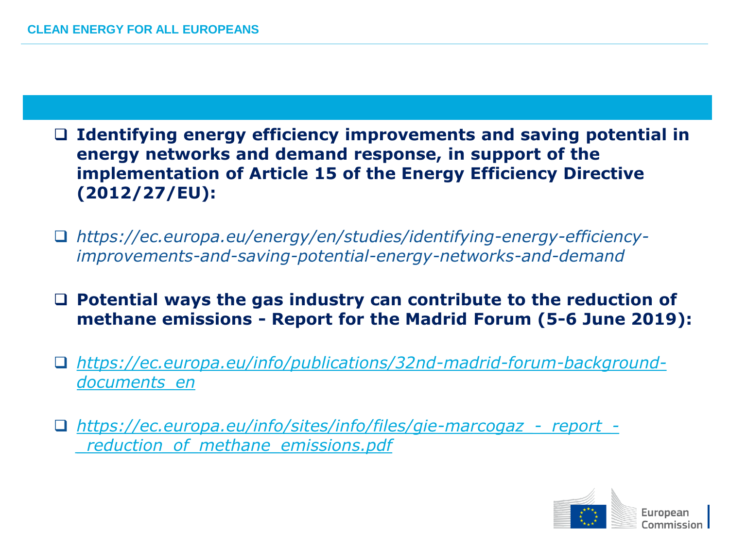- **Identifying energy efficiency improvements and saving potential in energy networks and demand response, in support of the implementation of Article 15 of the Energy Efficiency Directive (2012/27/EU):**

- *https://ec.europa.eu/energy/en/studies/identifying-energy-efficiency-improvements-and-saving-potential-energy-networks-and-demand*

- **Potential ways the gas industry can contribute to the reduction of methane emissions - Report for the Madrid Forum (5-6 June 2019):**

- *https://ec.europa.eu/info/publications/32nd-madrid-forum-background-documents_en*

- *https://ec.europa.eu/info/sites/info/files/gie-marcogaz_-_report_-_reduction_of_methane_emissions.pdf*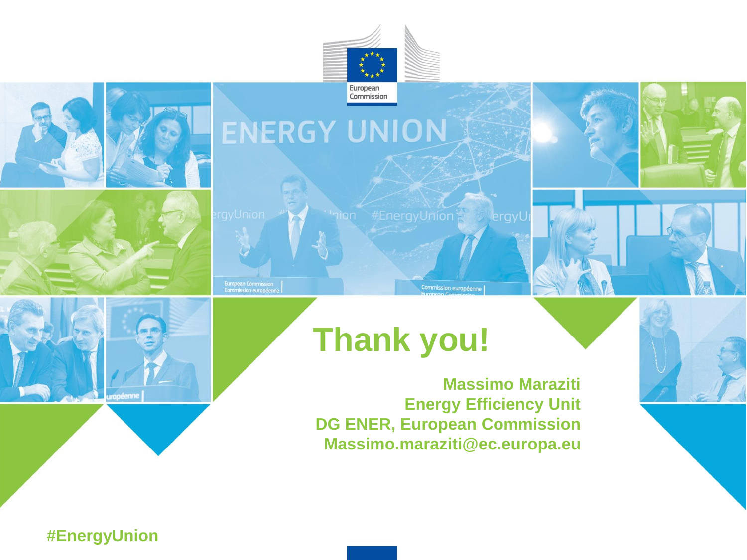# Thank you!

**Massimo Maraziti**
**Energy Efficiency Unit**
**DG ENER, European Commission**
**Massimo.maraziti@ec.europa.eu**

**#EnergyUnion**